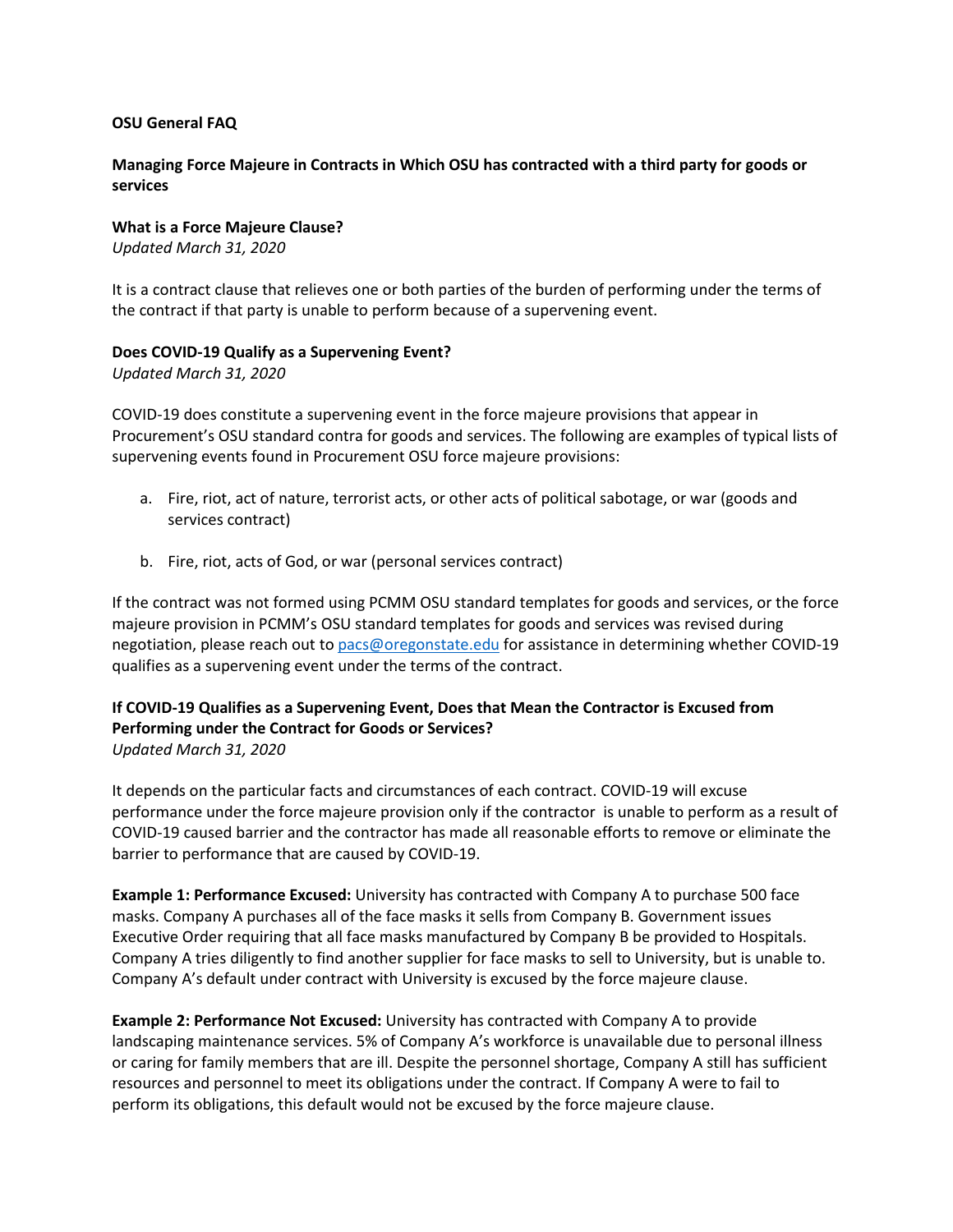**OSU General FAQ**

**Managing Force Majeure in Contracts in Which OSU has contracted with a third party for goods or services**

**What is a Force Majeure Clause?**
*Updated March 31, 2020*

It is a contract clause that relieves one or both parties of the burden of performing under the terms of the contract if that party is unable to perform because of a supervening event.

**Does COVID-19 Qualify as a Supervening Event?**
*Updated March 31, 2020*

COVID-19 does constitute a supervening event in the force majeure provisions that appear in Procurement's OSU standard contra for goods and services. The following are examples of typical lists of supervening events found in Procurement OSU force majeure provisions:

a. Fire, riot, act of nature, terrorist acts, or other acts of political sabotage, or war (goods and services contract)

b. Fire, riot, acts of God, or war (personal services contract)

If the contract was not formed using PCMM OSU standard templates for goods and services, or the force majeure provision in PCMM's OSU standard templates for goods and services was revised during negotiation, please reach out to pacs@oregonstate.edu for assistance in determining whether COVID-19 qualifies as a supervening event under the terms of the contract.

**If COVID-19 Qualifies as a Supervening Event, Does that Mean the Contractor is Excused from Performing under the Contract for Goods or Services?**
*Updated March 31, 2020*

It depends on the particular facts and circumstances of each contract. COVID-19 will excuse performance under the force majeure provision only if the contractor is unable to perform as a result of COVID-19 caused barrier and the contractor has made all reasonable efforts to remove or eliminate the barrier to performance that are caused by COVID-19.

**Example 1: Performance Excused:** University has contracted with Company A to purchase 500 face masks. Company A purchases all of the face masks it sells from Company B. Government issues Executive Order requiring that all face masks manufactured by Company B be provided to Hospitals. Company A tries diligently to find another supplier for face masks to sell to University, but is unable to. Company A's default under contract with University is excused by the force majeure clause.

**Example 2: Performance Not Excused:** University has contracted with Company A to provide landscaping maintenance services. 5% of Company A's workforce is unavailable due to personal illness or caring for family members that are ill. Despite the personnel shortage, Company A still has sufficient resources and personnel to meet its obligations under the contract. If Company A were to fail to perform its obligations, this default would not be excused by the force majeure clause.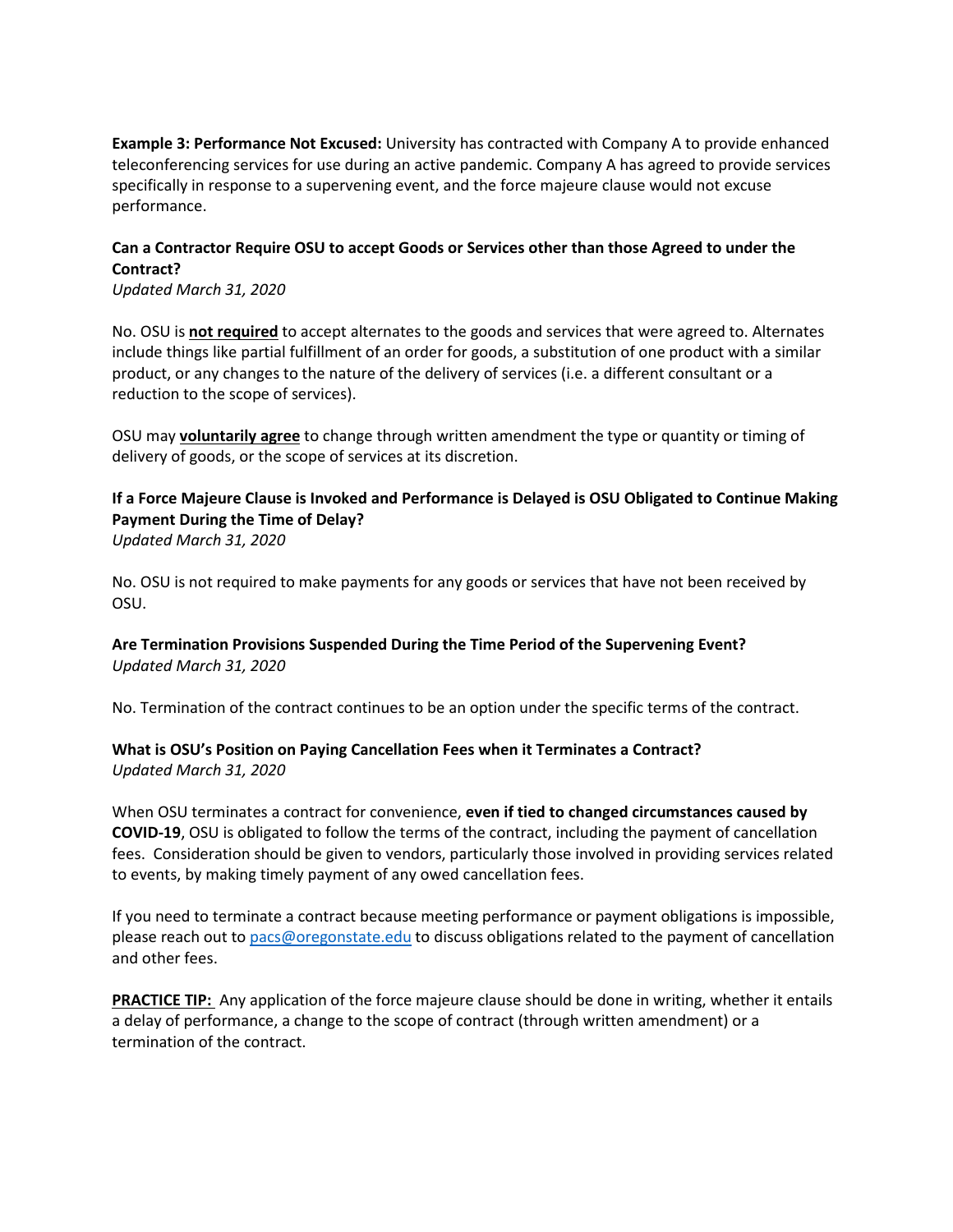**Example 3: Performance Not Excused:** University has contracted with Company A to provide enhanced teleconferencing services for use during an active pandemic. Company A has agreed to provide services specifically in response to a supervening event, and the force majeure clause would not excuse performance.

### Can a Contractor Require OSU to accept Goods or Services other than those Agreed to under the Contract?

*Updated March 31, 2020*

No. OSU is **not required** to accept alternates to the goods and services that were agreed to. Alternates include things like partial fulfillment of an order for goods, a substitution of one product with a similar product, or any changes to the nature of the delivery of services (i.e. a different consultant or a reduction to the scope of services).

OSU may **voluntarily agree** to change through written amendment the type or quantity or timing of delivery of goods, or the scope of services at its discretion.

### If a Force Majeure Clause is Invoked and Performance is Delayed is OSU Obligated to Continue Making Payment During the Time of Delay?

*Updated March 31, 2020*

No. OSU is not required to make payments for any goods or services that have not been received by OSU.

### Are Termination Provisions Suspended During the Time Period of the Supervening Event?

*Updated March 31, 2020*

No. Termination of the contract continues to be an option under the specific terms of the contract.

### What is OSU's Position on Paying Cancellation Fees when it Terminates a Contract?

*Updated March 31, 2020*

When OSU terminates a contract for convenience, **even if tied to changed circumstances caused by COVID-19**, OSU is obligated to follow the terms of the contract, including the payment of cancellation fees. Consideration should be given to vendors, particularly those involved in providing services related to events, by making timely payment of any owed cancellation fees.

If you need to terminate a contract because meeting performance or payment obligations is impossible, please reach out to [pacs@oregonstate.edu](mailto:pacs@oregonstate.edu) to discuss obligations related to the payment of cancellation and other fees.

**PRACTICE TIP:** Any application of the force majeure clause should be done in writing, whether it entails a delay of performance, a change to the scope of contract (through written amendment) or a termination of the contract.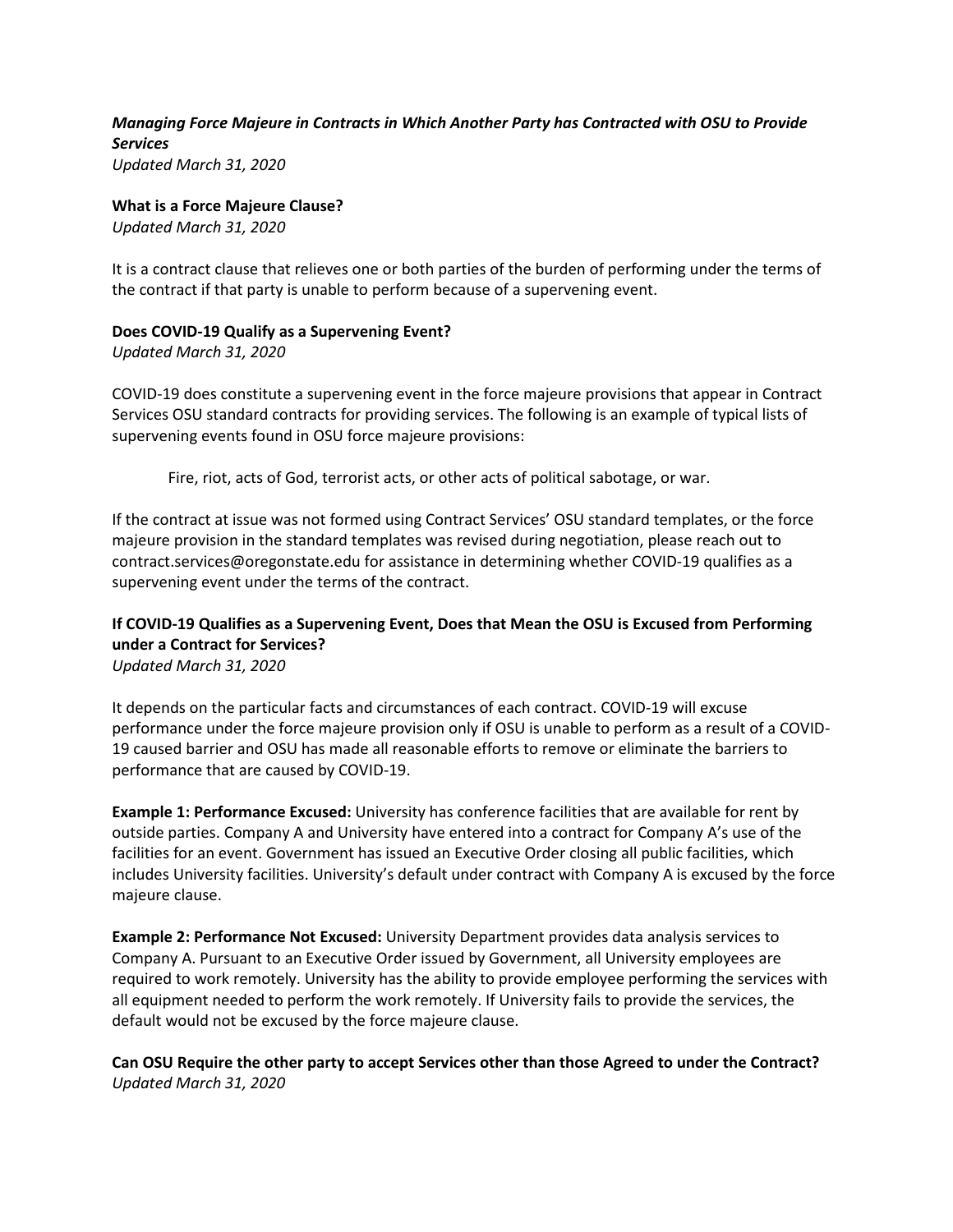***Managing Force Majeure in Contracts in Which Another Party has Contracted with OSU to Provide Services***

*Updated March 31, 2020*

**What is a Force Majeure Clause?**

*Updated March 31, 2020*

It is a contract clause that relieves one or both parties of the burden of performing under the terms of the contract if that party is unable to perform because of a supervening event.

**Does COVID-19 Qualify as a Supervening Event?**

*Updated March 31, 2020*

COVID-19 does constitute a supervening event in the force majeure provisions that appear in Contract Services OSU standard contracts for providing services. The following is an example of typical lists of supervening events found in OSU force majeure provisions:

> Fire, riot, acts of God, terrorist acts, or other acts of political sabotage, or war.

If the contract at issue was not formed using Contract Services' OSU standard templates, or the force majeure provision in the standard templates was revised during negotiation, please reach out to contract.services@oregonstate.edu for assistance in determining whether COVID-19 qualifies as a supervening event under the terms of the contract.

**If COVID-19 Qualifies as a Supervening Event, Does that Mean the OSU is Excused from Performing under a Contract for Services?**

*Updated March 31, 2020*

It depends on the particular facts and circumstances of each contract. COVID-19 will excuse performance under the force majeure provision only if OSU is unable to perform as a result of a COVID-19 caused barrier and OSU has made all reasonable efforts to remove or eliminate the barriers to performance that are caused by COVID-19.

**Example 1: Performance Excused:** University has conference facilities that are available for rent by outside parties. Company A and University have entered into a contract for Company A's use of the facilities for an event. Government has issued an Executive Order closing all public facilities, which includes University facilities. University's default under contract with Company A is excused by the force majeure clause.

**Example 2: Performance Not Excused:** University Department provides data analysis services to Company A. Pursuant to an Executive Order issued by Government, all University employees are required to work remotely. University has the ability to provide employee performing the services with all equipment needed to perform the work remotely. If University fails to provide the services, the default would not be excused by the force majeure clause.

**Can OSU Require the other party to accept Services other than those Agreed to under the Contract?**

*Updated March 31, 2020*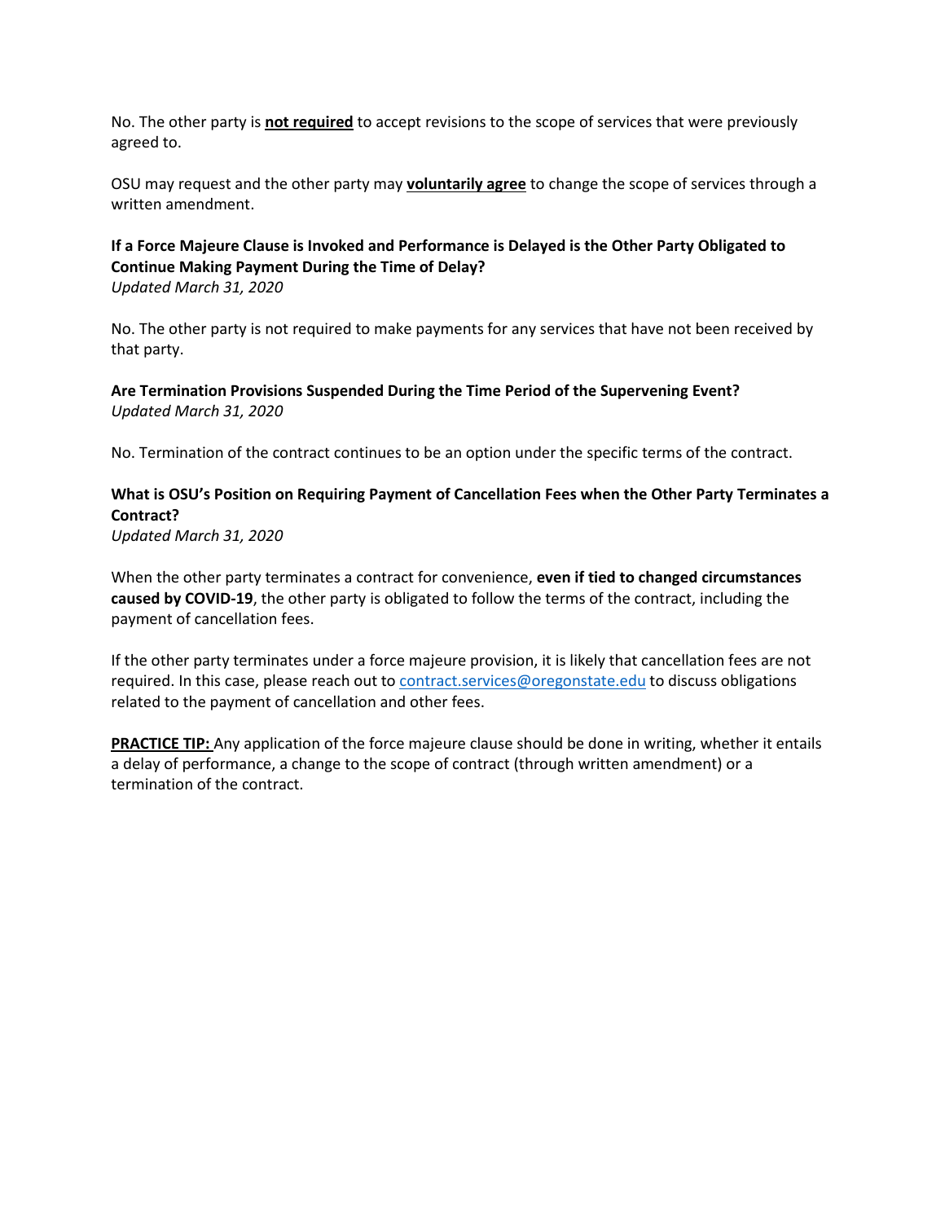No. The other party is **not required** to accept revisions to the scope of services that were previously agreed to.

OSU may request and the other party may **voluntarily agree** to change the scope of services through a written amendment.

### If a Force Majeure Clause is Invoked and Performance is Delayed is the Other Party Obligated to Continue Making Payment During the Time of Delay?

*Updated March 31, 2020*

No. The other party is not required to make payments for any services that have not been received by that party.

### Are Termination Provisions Suspended During the Time Period of the Supervening Event?

*Updated March 31, 2020*

No. Termination of the contract continues to be an option under the specific terms of the contract.

### What is OSU's Position on Requiring Payment of Cancellation Fees when the Other Party Terminates a Contract?

*Updated March 31, 2020*

When the other party terminates a contract for convenience, **even if tied to changed circumstances caused by COVID-19**, the other party is obligated to follow the terms of the contract, including the payment of cancellation fees.

If the other party terminates under a force majeure provision, it is likely that cancellation fees are not required. In this case, please reach out to contract.services@oregonstate.edu to discuss obligations related to the payment of cancellation and other fees.

**PRACTICE TIP:** Any application of the force majeure clause should be done in writing, whether it entails a delay of performance, a change to the scope of contract (through written amendment) or a termination of the contract.